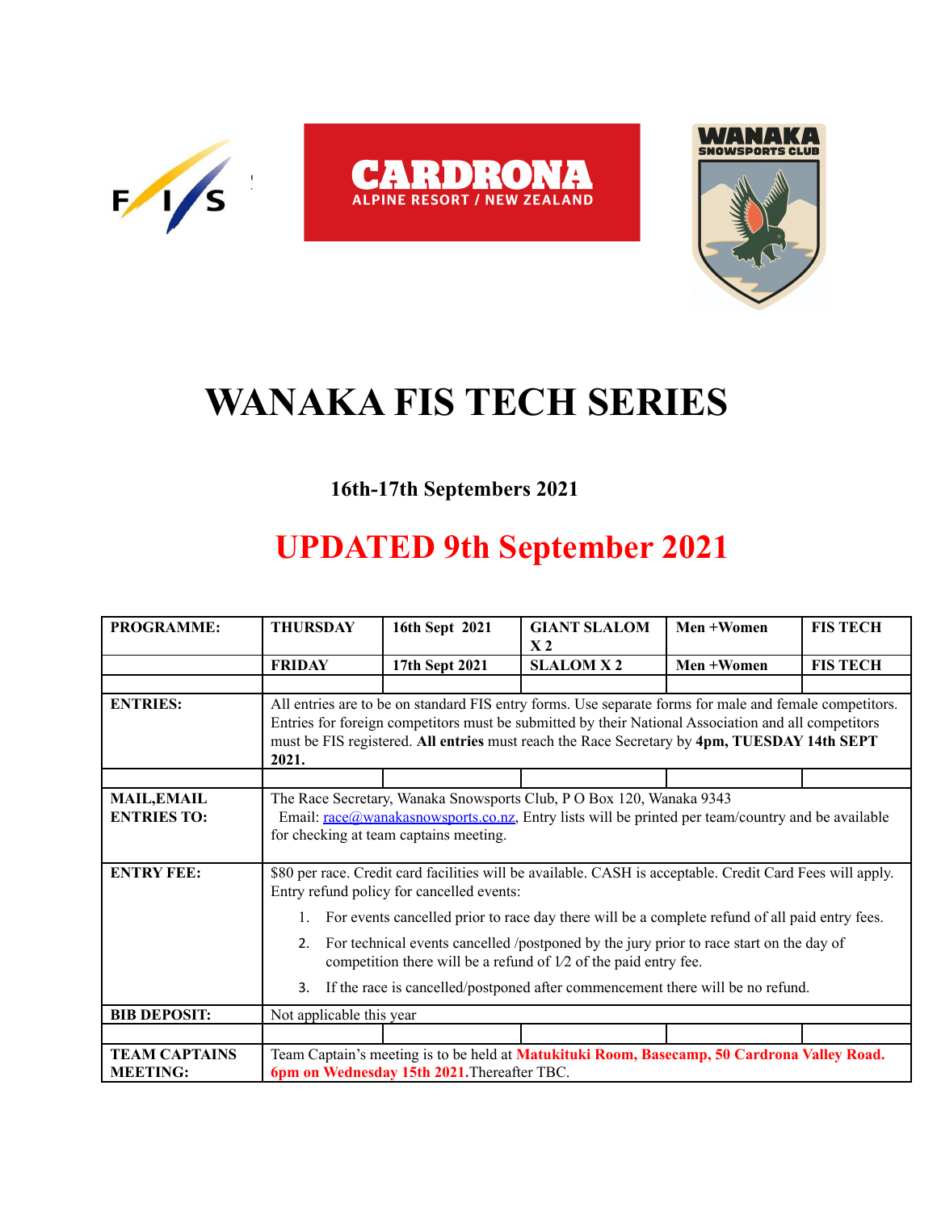# WANAKA FIS TECH SERIES

**16th-17th Septembers 2021**

## UPDATED 9th September 2021

| **PROGRAMME:** | **THURSDAY** | **16th Sept 2021** | **GIANT SLALOM X 2** | **Men +Women** | **FIS TECH** |
|---|---|---|---|---|---|
| | **FRIDAY** | **17th Sept 2021** | **SLALOM X 2** | **Men +Women** | **FIS TECH** |
| | | | | | |
| **ENTRIES:** | All entries are to be on standard FIS entry forms. Use separate forms for male and female competitors. Entries for foreign competitors must be submitted by their National Association and all competitors must be FIS registered. **All entries** must reach the Race Secretary by **4pm, TUESDAY 14th SEPT 2021.** | | | | |
| | | | | | |
| **MAIL,EMAIL ENTRIES TO:** | The Race Secretary, Wanaka Snowsports Club, P O Box 120, Wanaka 9343<br>Email: race@wanakasnowsports.co.nz, Entry lists will be printed per team/country and be available for checking at team captains meeting. | | | | |
| **ENTRY FEE:** | $80 per race. Credit card facilities will be available. CASH is acceptable. Credit Card Fees will apply.<br>Entry refund policy for cancelled events:<br>1. For events cancelled prior to race day there will be a complete refund of all paid entry fees.<br>2. For technical events cancelled /postponed by the jury prior to race start on the day of competition there will be a refund of 1⁄2 of the paid entry fee.<br>3. If the race is cancelled/postponed after commencement there will be no refund. | | | | |
| **BIB DEPOSIT:** | Not applicable this year | | | | |
| | | | | | |
| **TEAM CAPTAINS MEETING:** | Team Captain's meeting is to be held at **Matukituki Room, Basecamp, 50 Cardrona Valley Road. 6pm on Wednesday 15th 2021.** Thereafter TBC. | | | | |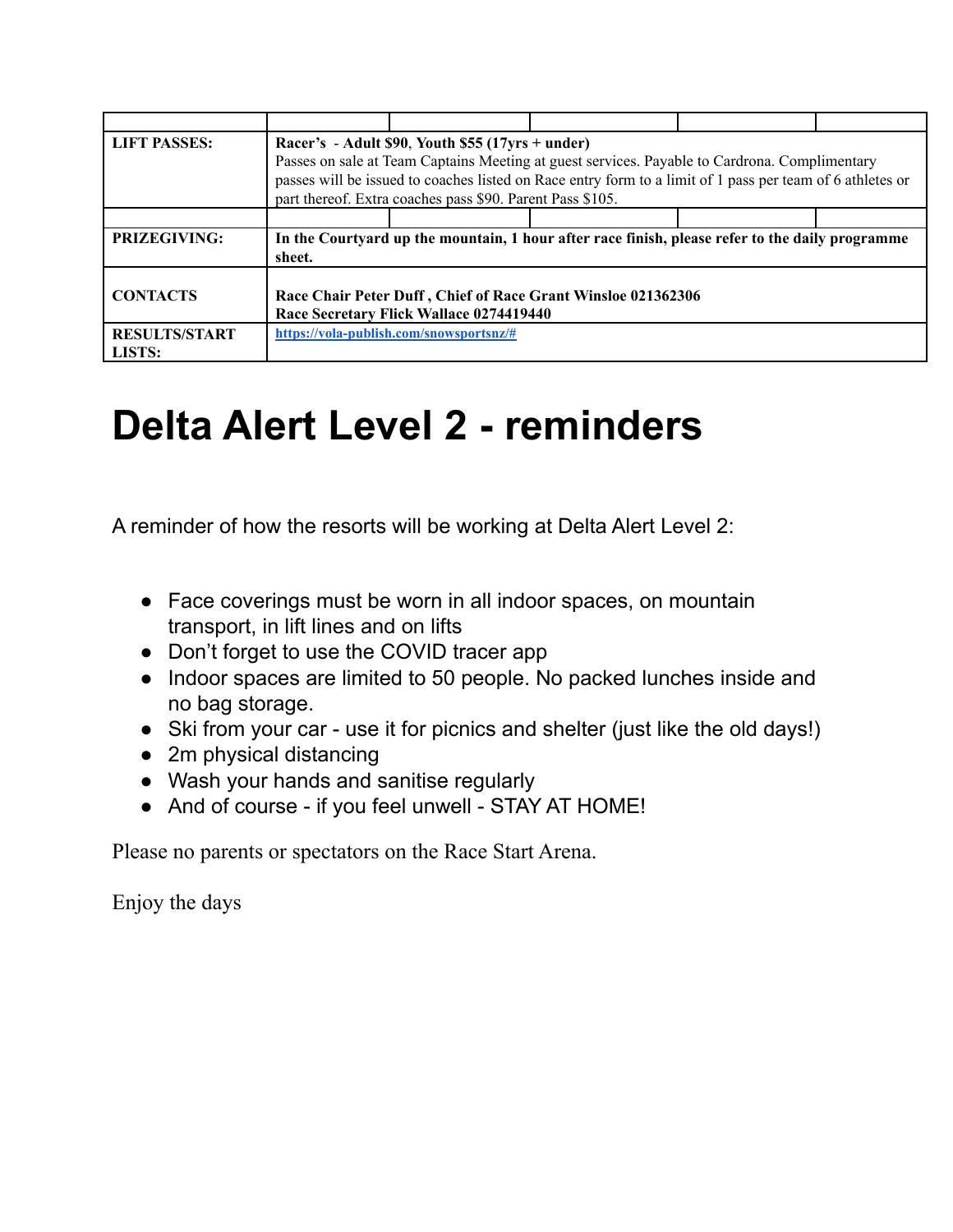| | | | | | |
|---|---|---|---|---|---|
| **LIFT PASSES:** | **Racer's - Adult $90, Youth $55 (17yrs + under)** Passes on sale at Team Captains Meeting at guest services. Payable to Cardrona. Complimentary passes will be issued to coaches listed on Race entry form to a limit of 1 pass per team of 6 athletes or part thereof. Extra coaches pass $90. Parent Pass $105. | | | | |
| | | | | | |
| **PRIZEGIVING:** | **In the Courtyard up the mountain, 1 hour after race finish, please refer to the daily programme sheet.** | | | | |
| **CONTACTS** | **Race Chair Peter Duff , Chief of Race Grant Winsloe 021362306** **Race Secretary Flick Wallace 0274419440** | | | | |
| **RESULTS/START LISTS:** | **https://vola-publish.com/snowsportsnz/#** | | | | |

# Delta Alert Level 2 - reminders

A reminder of how the resorts will be working at Delta Alert Level 2:

- Face coverings must be worn in all indoor spaces, on mountain transport, in lift lines and on lifts
- Don't forget to use the COVID tracer app
- Indoor spaces are limited to 50 people. No packed lunches inside and no bag storage.
- Ski from your car - use it for picnics and shelter (just like the old days!)
- 2m physical distancing
- Wash your hands and sanitise regularly
- And of course - if you feel unwell - STAY AT HOME!

Please no parents or spectators on the Race Start Arena.

Enjoy the days